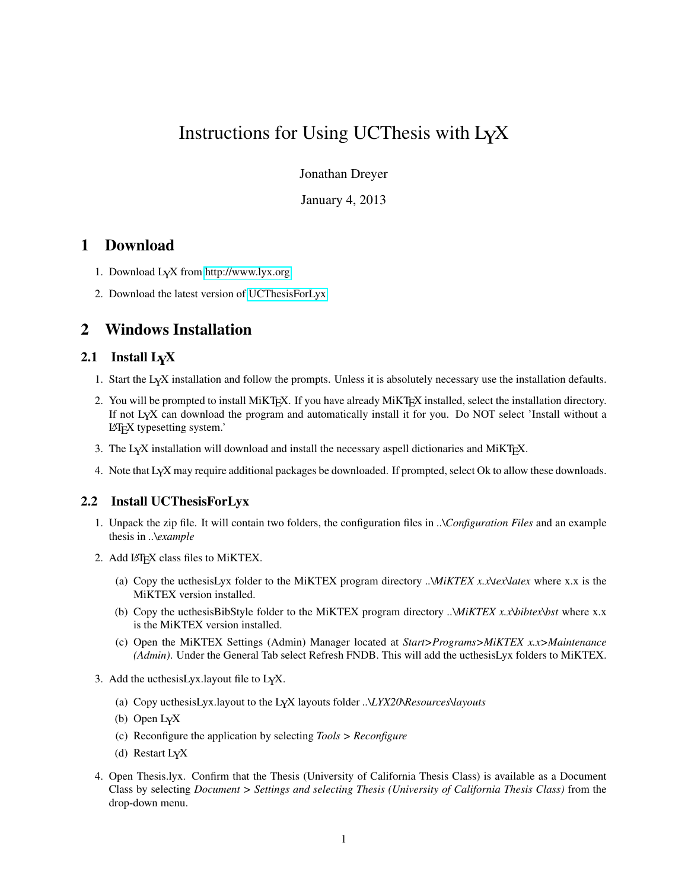# Instructions for Using UCThesis with LyX

Jonathan Dreyer

January 4, 2013

## 1 Download

1. Download LyX from http://www.lyx.org
2. Download the latest version of UCThesisForLyx

## 2 Windows Installation

### 2.1 Install LyX

1. Start the LyX installation and follow the prompts. Unless it is absolutely necessary use the installation defaults.
2. You will be prompted to install MiKTeX. If you have already MiKTeX installed, select the installation directory. If not LyX can download the program and automatically install it for you. Do NOT select 'Install without a LaTeX typesetting system.'
3. The LyX installation will download and install the necessary aspell dictionaries and MiKTeX.
4. Note that LyX may require additional packages be downloaded. If prompted, select Ok to allow these downloads.

### 2.2 Install UCThesisForLyx

1. Unpack the zip file. It will contain two folders, the configuration files in *..\Configuration Files* and an example thesis in *..\example*
2. Add LaTeX class files to MiKTEX.
   (a) Copy the ucthesisLyx folder to the MiKTEX program directory *..\MiKTEX x.x\tex\latex* where x.x is the MiKTEX version installed.
   (b) Copy the ucthesisBibStyle folder to the MiKTEX program directory *..\MiKTEX x.x\bibtex\bst* where x.x is the MiKTEX version installed.
   (c) Open the MiKTEX Settings (Admin) Manager located at *Start>Programs>MiKTEX x.x>Maintenance (Admin)*. Under the General Tab select Refresh FNDB. This will add the ucthesisLyx folders to MiKTEX.
3. Add the ucthesisLyx.layout file to LyX.
   (a) Copy ucthesisLyx.layout to the LyX layouts folder *..\LYX20\Resources\layouts*
   (b) Open LyX
   (c) Reconfigure the application by selecting *Tools* > *Reconfigure*
   (d) Restart LyX
4. Open Thesis.lyx. Confirm that the Thesis (University of California Thesis Class) is available as a Document Class by selecting *Document* > *Settings and selecting Thesis (University of California Thesis Class)* from the drop-down menu.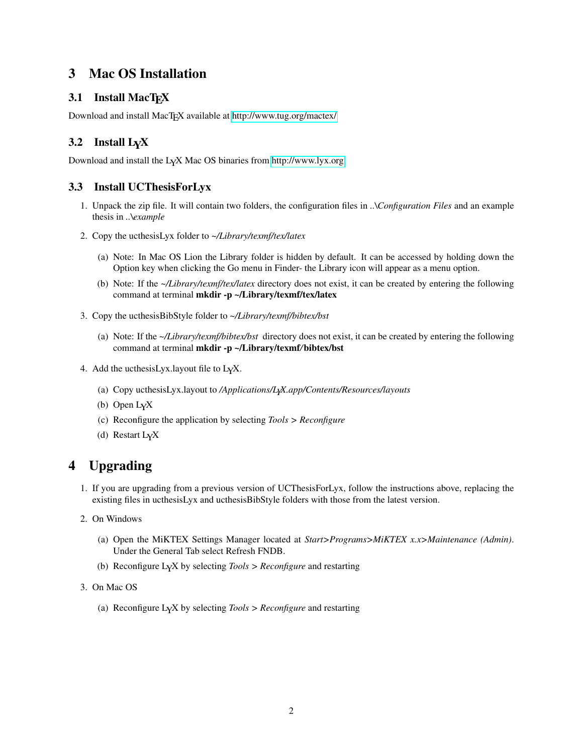# 3 Mac OS Installation

## 3.1 Install MacTEX

Download and install MacTEX available at http://www.tug.org/mactex/

## 3.2 Install LYX

Download and install the LYX Mac OS binaries from http://www.lyx.org

## 3.3 Install UCThesisForLyx

1. Unpack the zip file. It will contain two folders, the configuration files in *..\Configuration Files* and an example thesis in *..\example*

2. Copy the ucthesisLyx folder to *~/Library/texmf/tex/latex*

   (a) Note: In Mac OS Lion the Library folder is hidden by default. It can be accessed by holding down the Option key when clicking the Go menu in Finder- the Library icon will appear as a menu option.

   (b) Note: If the *~/Library/texmf/tex/latex* directory does not exist, it can be created by entering the following command at terminal **mkdir -p ~/Library/texmf/tex/latex**

3. Copy the ucthesisBibStyle folder to *~/Library/texmf/bibtex/bst*

   (a) Note: If the *~/Library/texmf/bibtex/bst* directory does not exist, it can be created by entering the following command at terminal **mkdir -p ~/Library/texmf/bibtex/bst**

4. Add the ucthesisLyx.layout file to LYX.

   (a) Copy ucthesisLyx.layout to */Applications/LYX.app/Contents/Resources/layouts*

   (b) Open LYX

   (c) Reconfigure the application by selecting *Tools* > *Reconfigure*

   (d) Restart LYX

# 4 Upgrading

1. If you are upgrading from a previous version of UCThesisForLyx, follow the instructions above, replacing the existing files in ucthesisLyx and ucthesisBibStyle folders with those from the latest version.

2. On Windows

   (a) Open the MiKTEX Settings Manager located at *Start>Programs>MiKTEX x.x>Maintenance (Admin)*. Under the General Tab select Refresh FNDB.

   (b) Reconfigure LYX by selecting *Tools* > *Reconfigure* and restarting

3. On Mac OS

   (a) Reconfigure LYX by selecting *Tools* > *Reconfigure* and restarting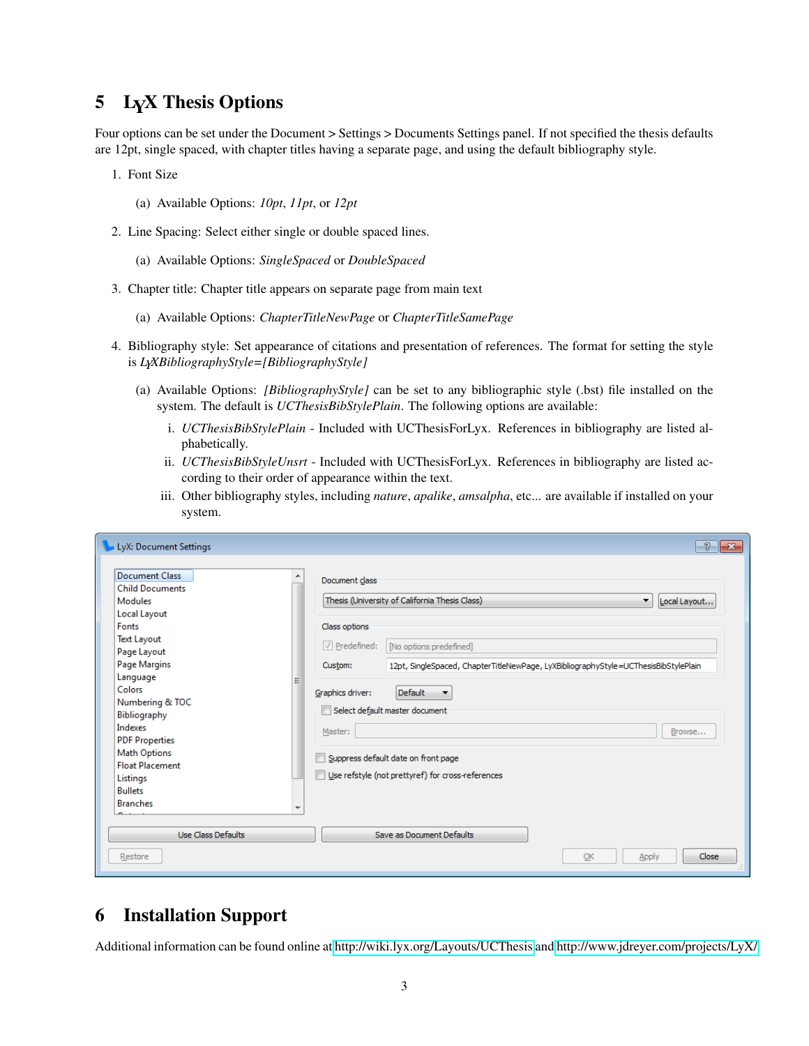# 5 LyX Thesis Options

Four options can be set under the Document > Settings > Documents Settings panel. If not specified the thesis defaults are 12pt, single spaced, with chapter titles having a separate page, and using the default bibliography style.

1. Font Size
   (a) Available Options: *10pt*, *11pt*, or *12pt*
2. Line Spacing: Select either single or double spaced lines.
   (a) Available Options: *SingleSpaced* or *DoubleSpaced*
3. Chapter title: Chapter title appears on separate page from main text
   (a) Available Options: *ChapterTitleNewPage* or *ChapterTitleSamePage*
4. Bibliography style: Set appearance of citations and presentation of references. The format for setting the style is *LyXBibliographyStyle=[BibliographyStyle]*
   (a) Available Options: *[BibliographyStyle]* can be set to any bibliographic style (.bst) file installed on the system. The default is *UCThesisBibStylePlain*. The following options are available:
      i. *UCThesisBibStylePlain* - Included with UCThesisForLyx. References in bibliography are listed alphabetically.
      ii. *UCThesisBibStyleUnsrt* - Included with UCThesisForLyx. References in bibliography are listed according to their order of appearance within the text.
      iii. Other bibliography styles, including *nature*, *apalike*, *amsalpha*, etc... are available if installed on your system.

# 6 Installation Support

Additional information can be found online at http://wiki.lyx.org/Layouts/UCThesis and http://www.jdreyer.com/projects/LyX/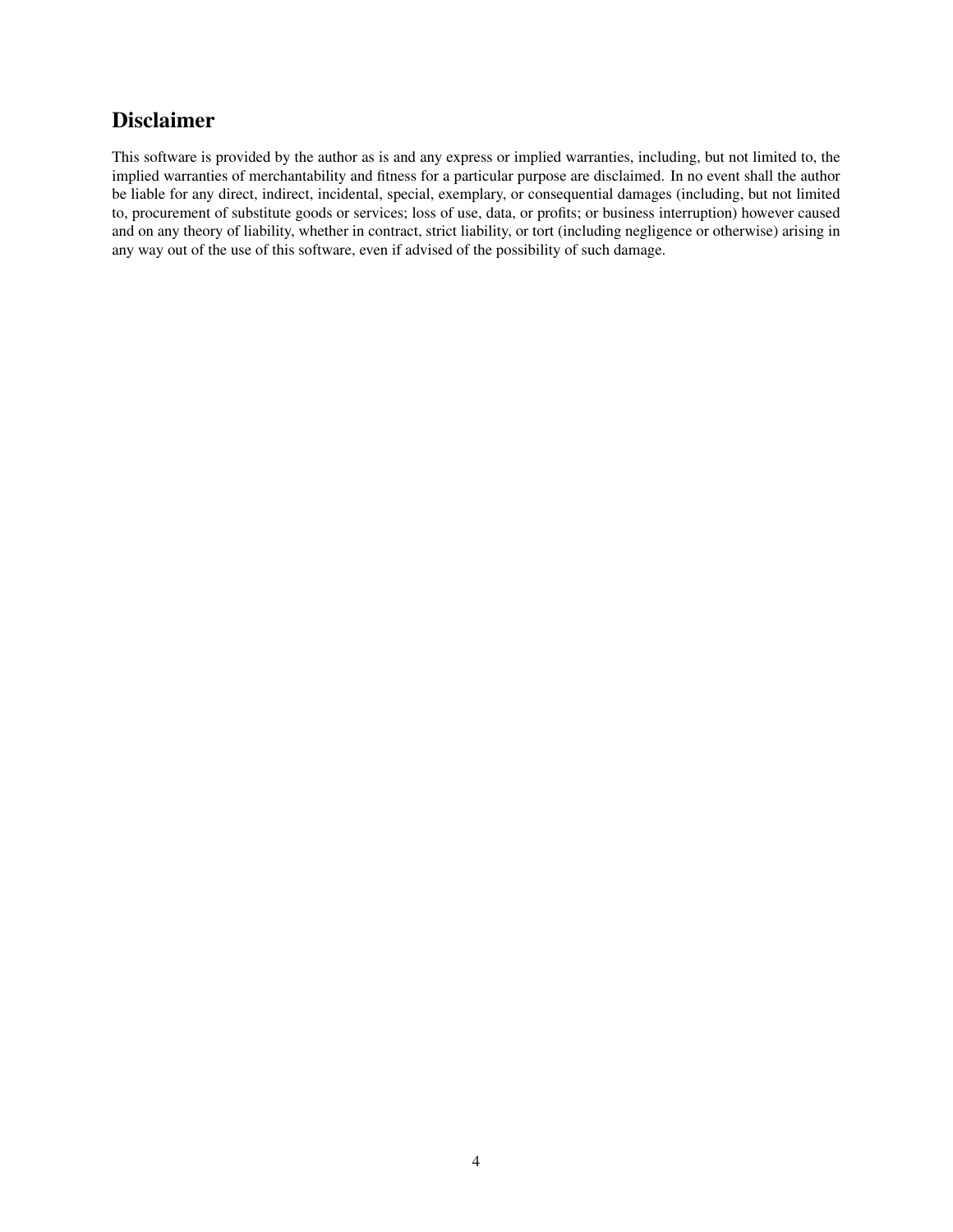## Disclaimer

This software is provided by the author as is and any express or implied warranties, including, but not limited to, the implied warranties of merchantability and fitness for a particular purpose are disclaimed. In no event shall the author be liable for any direct, indirect, incidental, special, exemplary, or consequential damages (including, but not limited to, procurement of substitute goods or services; loss of use, data, or profits; or business interruption) however caused and on any theory of liability, whether in contract, strict liability, or tort (including negligence or otherwise) arising in any way out of the use of this software, even if advised of the possibility of such damage.